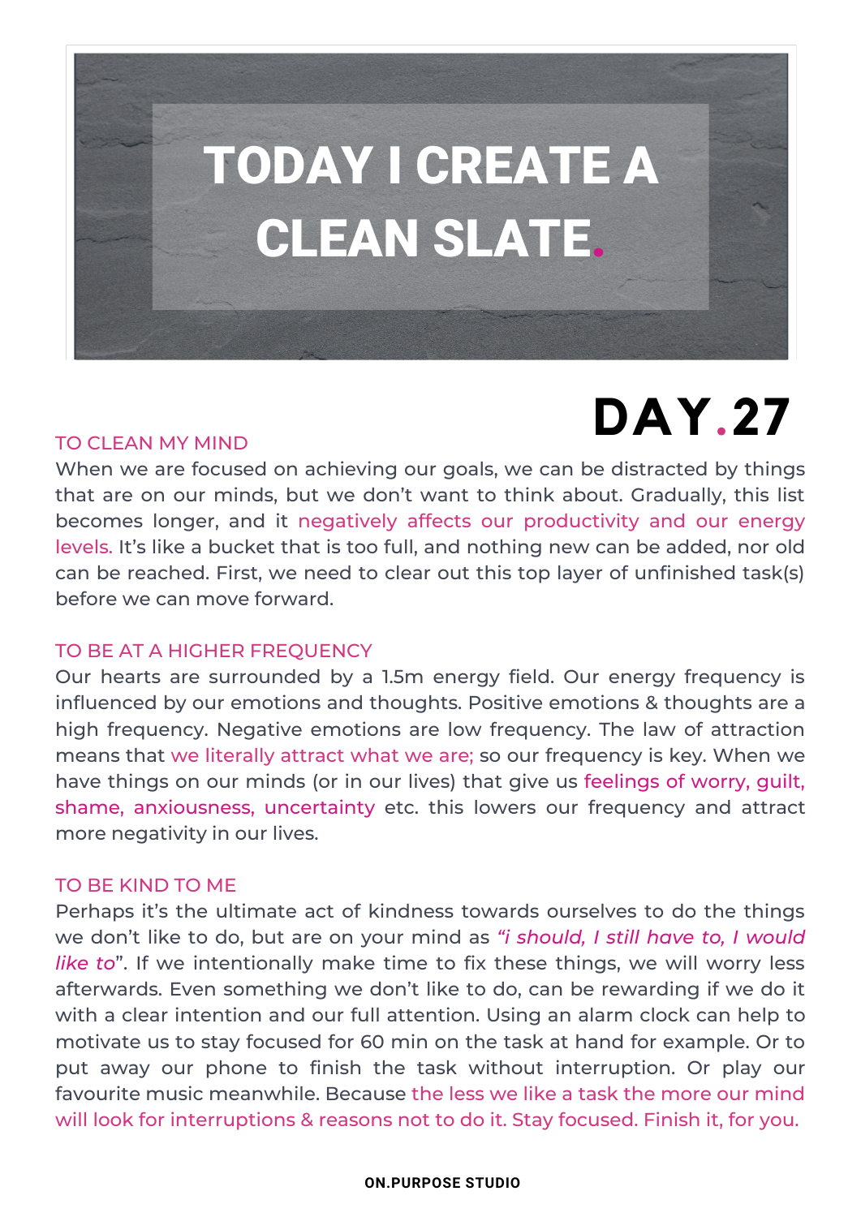# TODAY I CREATE A CLEAN SLATE.

## DAY.27

### TO CLEAN MY MIND

When we are focused on achieving our goals, we can be distracted by things that are on our minds, but we don't want to think about. Gradually, this list becomes longer, and it negatively affects our productivity and our energy levels. It's like a bucket that is too full, and nothing new can be added, nor old can be reached. First, we need to clear out this top layer of unfinished task(s) before we can move forward.

### TO BE AT A HIGHER FREQUENCY

Our hearts are surrounded by a 1.5m energy field. Our energy frequency is influenced by our emotions and thoughts. Positive emotions & thoughts are a high frequency. Negative emotions are low frequency. The law of attraction means that we literally attract what we are; so our frequency is key. When we have things on our minds (or in our lives) that give us feelings of worry, guilt, shame, anxiousness, uncertainty etc. this lowers our frequency and attract more negativity in our lives.

### TO BE KIND TO ME

Perhaps it's the ultimate act of kindness towards ourselves to do the things we don't like to do, but are on your mind as *"i should, I still have to, I would like to*". If we intentionally make time to fix these things, we will worry less afterwards. Even something we don't like to do, can be rewarding if we do it with a clear intention and our full attention. Using an alarm clock can help to motivate us to stay focused for 60 min on the task at hand for example. Or to put away our phone to finish the task without interruption. Or play our favourite music meanwhile. Because the less we like a task the more our mind will look for interruptions & reasons not to do it. Stay focused. Finish it, for you.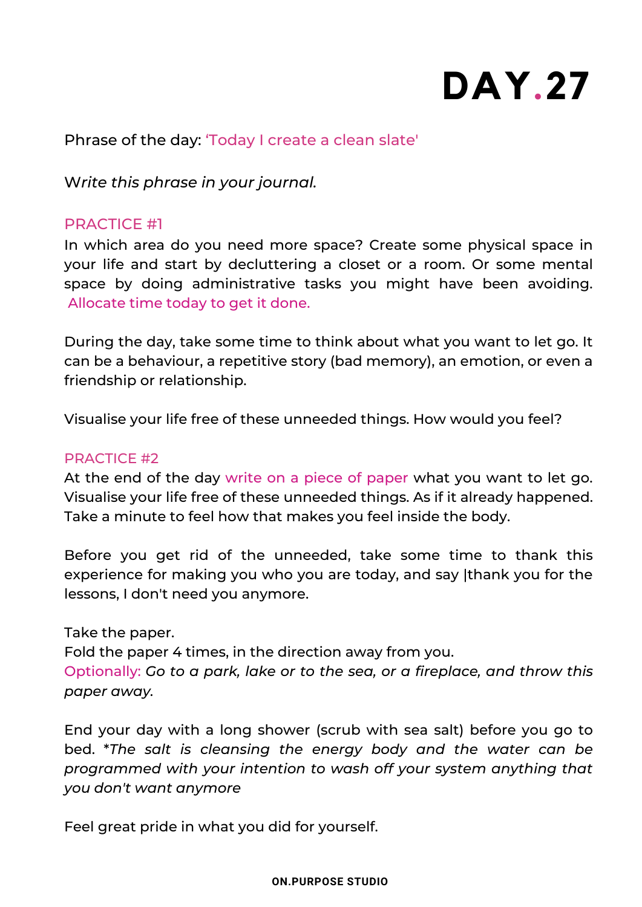# DAY.27

Phrase of the day: 'Today I create a clean slate'

*Write this phrase in your journal.*

PRACTICE #1

In which area do you need more space? Create some physical space in your life and start by decluttering a closet or a room. Or some mental space by doing administrative tasks you might have been avoiding. Allocate time today to get it done.

During the day, take some time to think about what you want to let go. It can be a behaviour, a repetitive story (bad memory), an emotion, or even a friendship or relationship.

Visualise your life free of these unneeded things. How would you feel?

PRACTICE #2

At the end of the day write on a piece of paper what you want to let go. Visualise your life free of these unneeded things. As if it already happened. Take a minute to feel how that makes you feel inside the body.

Before you get rid of the unneeded, take some time to thank this experience for making you who you are today, and say |thank you for the lessons, I don't need you anymore.

Take the paper.
Fold the paper 4 times, in the direction away from you.
Optionally: *Go to a park, lake or to the sea, or a fireplace, and throw this paper away.*

End your day with a long shower (scrub with sea salt) before you go to bed. *\*The salt is cleansing the energy body and the water can be programmed with your intention to wash off your system anything that you don't want anymore*

Feel great pride in what you did for yourself.

**ON.PURPOSE STUDIO**